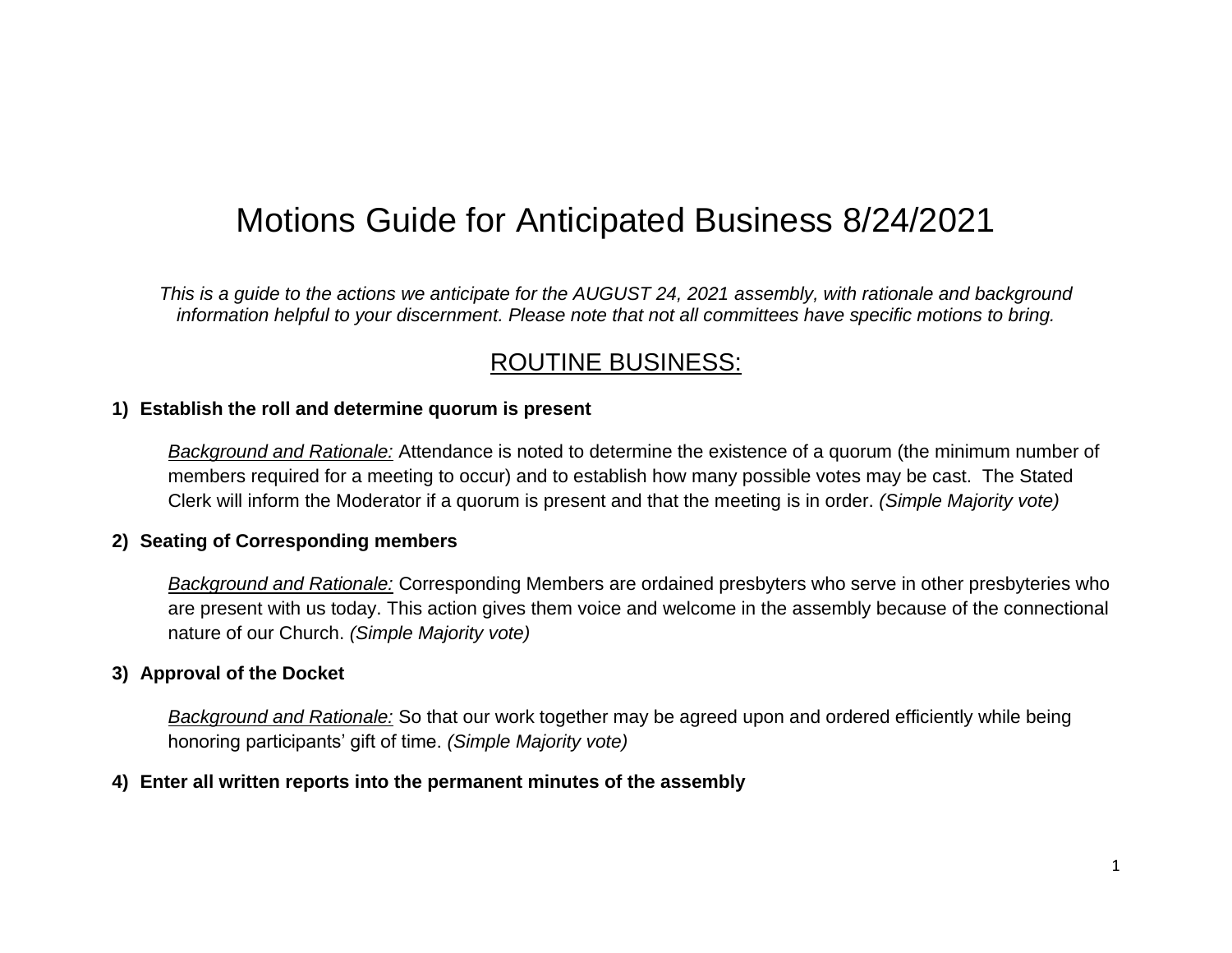# Motions Guide for Anticipated Business 8/24/2021

*This is a guide to the actions we anticipate for the AUGUST 24, 2021 assembly, with rationale and background information helpful to your discernment. Please note that not all committees have specific motions to bring.*

## ROUTINE BUSINESS:

**1) Establish the roll and determine quorum is present**

*Background and Rationale:* Attendance is noted to determine the existence of a quorum (the minimum number of members required for a meeting to occur) and to establish how many possible votes may be cast. The Stated Clerk will inform the Moderator if a quorum is present and that the meeting is in order. *(Simple Majority vote)*

**2) Seating of Corresponding members**

*Background and Rationale:* Corresponding Members are ordained presbyters who serve in other presbyteries who are present with us today. This action gives them voice and welcome in the assembly because of the connectional nature of our Church. *(Simple Majority vote)*

**3) Approval of the Docket**

*Background and Rationale:* So that our work together may be agreed upon and ordered efficiently while being honoring participants' gift of time. *(Simple Majority vote)*

**4) Enter all written reports into the permanent minutes of the assembly**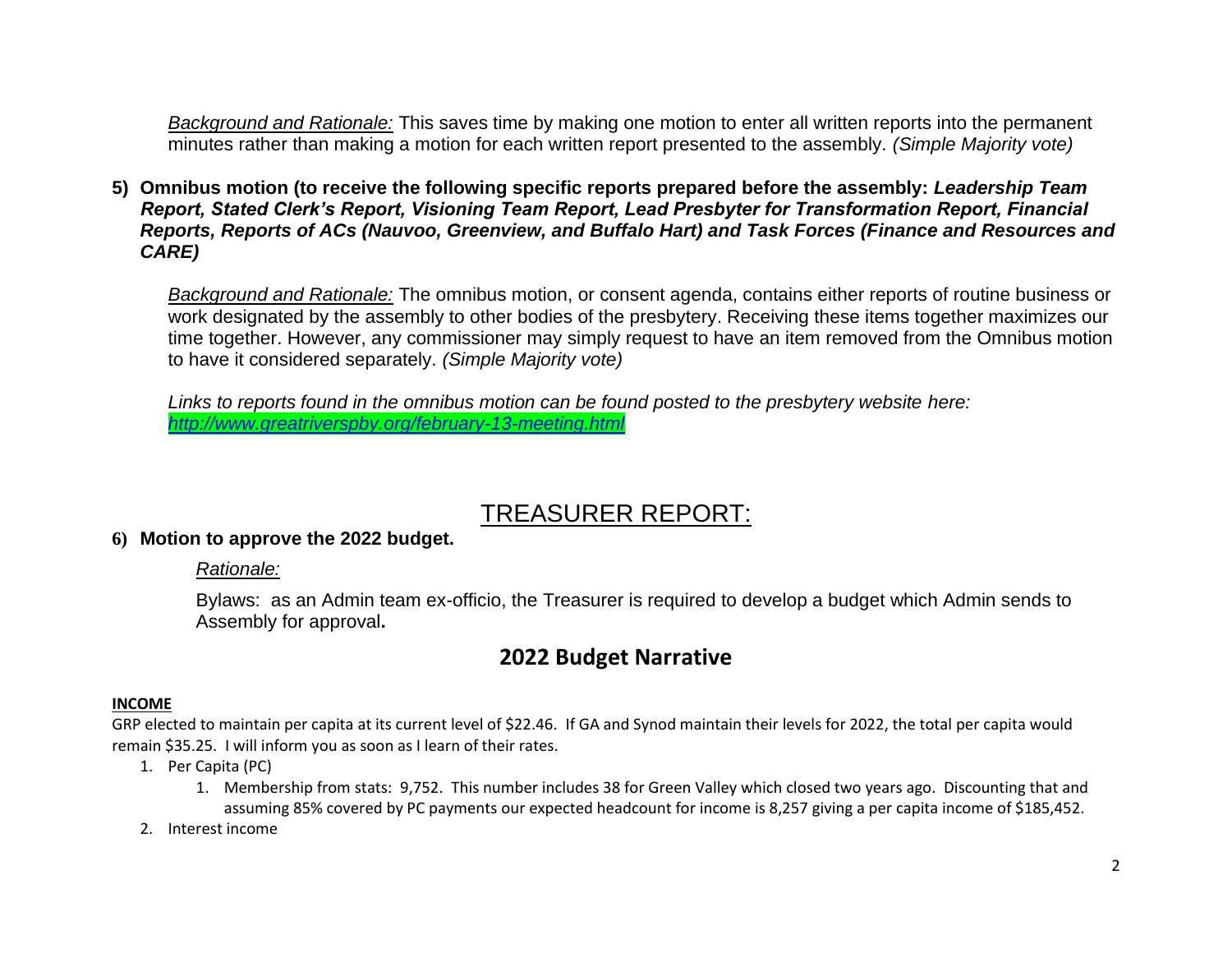*Background and Rationale:* This saves time by making one motion to enter all written reports into the permanent minutes rather than making a motion for each written report presented to the assembly. *(Simple Majority vote)*

**5) Omnibus motion (to receive the following specific reports prepared before the assembly: *Leadership Team Report, Stated Clerk's Report, Visioning Team Report, Lead Presbyter for Transformation Report, Financial Reports, Reports of ACs (Nauvoo, Greenview, and Buffalo Hart) and Task Forces (Finance and Resources and CARE)***

*Background and Rationale:* The omnibus motion, or consent agenda, contains either reports of routine business or work designated by the assembly to other bodies of the presbytery. Receiving these items together maximizes our time together. However, any commissioner may simply request to have an item removed from the Omnibus motion to have it considered separately. *(Simple Majority vote)*

*Links to reports found in the omnibus motion can be found posted to the presbytery website here: http://www.greatriverspby.org/february-13-meeting.html*

## TREASURER REPORT:

**6) Motion to approve the 2022 budget.**

*Rationale:*

Bylaws: as an Admin team ex-officio, the Treasurer is required to develop a budget which Admin sends to Assembly for approval**.**

## 2022 Budget Narrative

**INCOME**

GRP elected to maintain per capita at its current level of $22.46. If GA and Synod maintain their levels for 2022, the total per capita would remain $35.25. I will inform you as soon as I learn of their rates.

1. Per Capita (PC)
   1. Membership from stats: 9,752. This number includes 38 for Green Valley which closed two years ago. Discounting that and assuming 85% covered by PC payments our expected headcount for income is 8,257 giving a per capita income of $185,452.
2. Interest income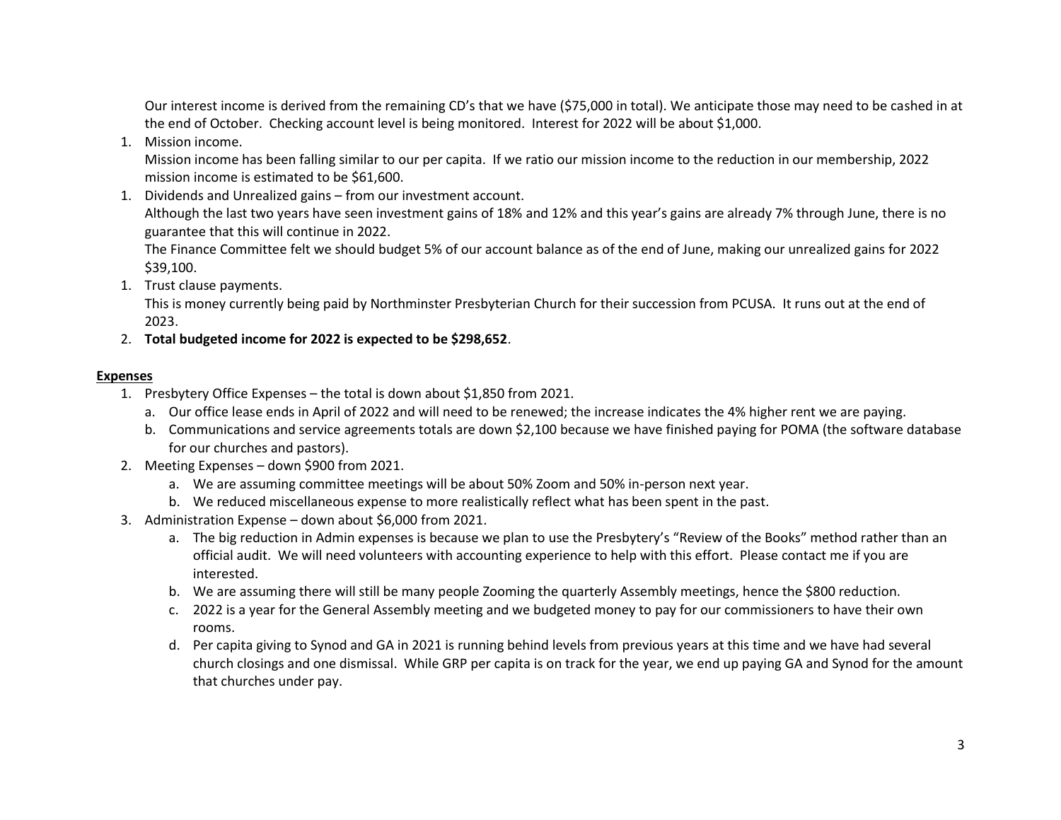Our interest income is derived from the remaining CD's that we have ($75,000 in total). We anticipate those may need to be cashed in at the end of October. Checking account level is being monitored. Interest for 2022 will be about $1,000.

1. Mission income.
   Mission income has been falling similar to our per capita. If we ratio our mission income to the reduction in our membership, 2022 mission income is estimated to be $61,600.
1. Dividends and Unrealized gains – from our investment account.
   Although the last two years have seen investment gains of 18% and 12% and this year's gains are already 7% through June, there is no guarantee that this will continue in 2022.
   The Finance Committee felt we should budget 5% of our account balance as of the end of June, making our unrealized gains for 2022 $39,100.
1. Trust clause payments.
   This is money currently being paid by Northminster Presbyterian Church for their succession from PCUSA. It runs out at the end of 2023.
2. **Total budgeted income for 2022 is expected to be $298,652**.

**Expenses**

1. Presbytery Office Expenses – the total is down about $1,850 from 2021.
   a. Our office lease ends in April of 2022 and will need to be renewed; the increase indicates the 4% higher rent we are paying.
   b. Communications and service agreements totals are down $2,100 because we have finished paying for POMA (the software database for our churches and pastors).
2. Meeting Expenses – down $900 from 2021.
   a. We are assuming committee meetings will be about 50% Zoom and 50% in-person next year.
   b. We reduced miscellaneous expense to more realistically reflect what has been spent in the past.
3. Administration Expense – down about $6,000 from 2021.
   a. The big reduction in Admin expenses is because we plan to use the Presbytery's "Review of the Books" method rather than an official audit. We will need volunteers with accounting experience to help with this effort. Please contact me if you are interested.
   b. We are assuming there will still be many people Zooming the quarterly Assembly meetings, hence the $800 reduction.
   c. 2022 is a year for the General Assembly meeting and we budgeted money to pay for our commissioners to have their own rooms.
   d. Per capita giving to Synod and GA in 2021 is running behind levels from previous years at this time and we have had several church closings and one dismissal. While GRP per capita is on track for the year, we end up paying GA and Synod for the amount that churches under pay.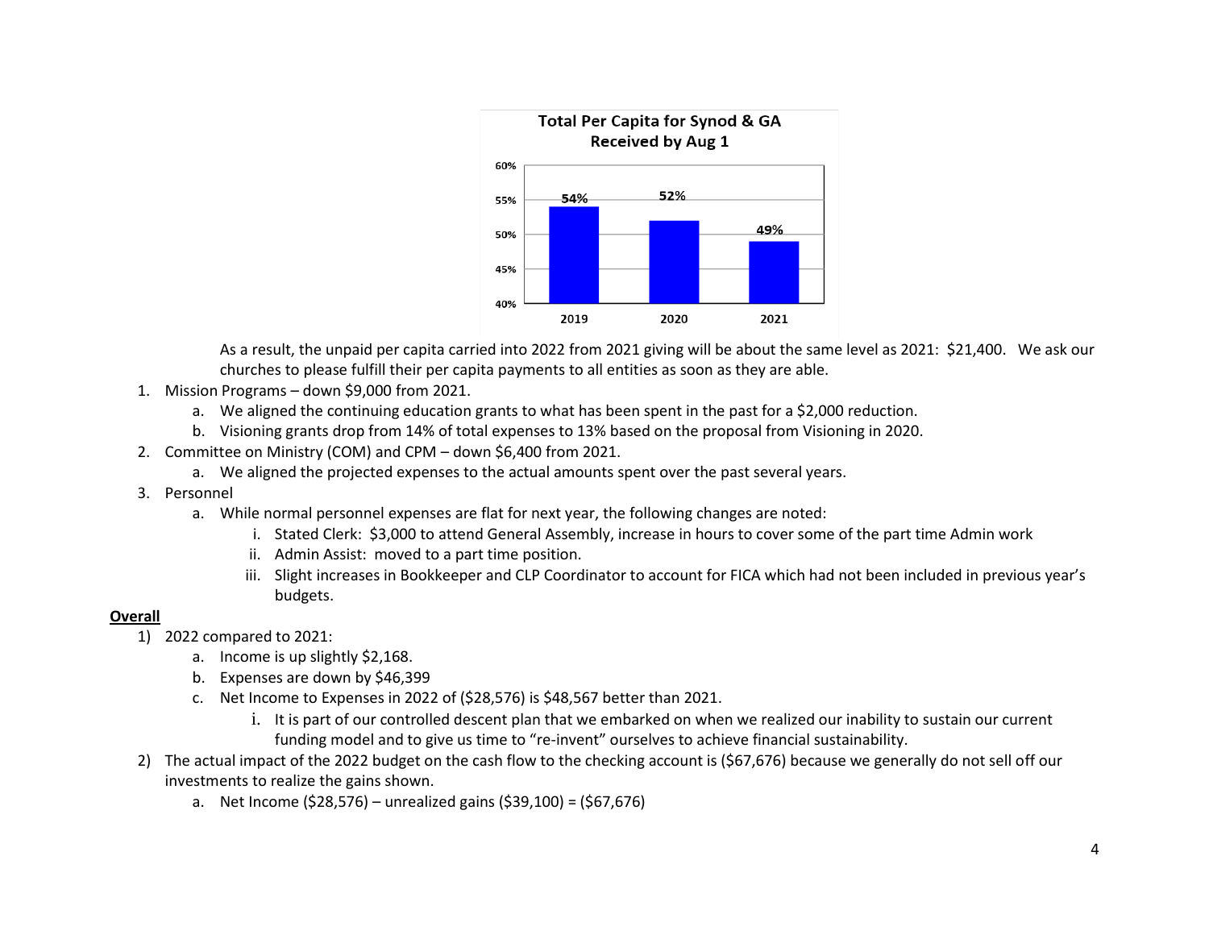**Total Per Capita for Synod & GA Received by Aug 1**

| Year | Percent |
|---|---|
| 2019 | 54% |
| 2020 | 52% |
| 2021 | 49% |

As a result, the unpaid per capita carried into 2022 from 2021 giving will be about the same level as 2021: $21,400. We ask our churches to please fulfill their per capita payments to all entities as soon as they are able.

1. Mission Programs – down $9,000 from 2021.
    a. We aligned the continuing education grants to what has been spent in the past for a $2,000 reduction.
    b. Visioning grants drop from 14% of total expenses to 13% based on the proposal from Visioning in 2020.
2. Committee on Ministry (COM) and CPM – down $6,400 from 2021.
    a. We aligned the projected expenses to the actual amounts spent over the past several years.
3. Personnel
    a. While normal personnel expenses are flat for next year, the following changes are noted:
        i. Stated Clerk: $3,000 to attend General Assembly, increase in hours to cover some of the part time Admin work
        ii. Admin Assist: moved to a part time position.
        iii. Slight increases in Bookkeeper and CLP Coordinator to account for FICA which had not been included in previous year's budgets.

**<u>Overall</u>**

1) 2022 compared to 2021:
    a. Income is up slightly $2,168.
    b. Expenses are down by $46,399
    c. Net Income to Expenses in 2022 of ($28,576) is $48,567 better than 2021.
        i. It is part of our controlled descent plan that we embarked on when we realized our inability to sustain our current funding model and to give us time to "re-invent" ourselves to achieve financial sustainability.
2) The actual impact of the 2022 budget on the cash flow to the checking account is ($67,676) because we generally do not sell off our investments to realize the gains shown.
    a. Net Income ($28,576) – unrealized gains ($39,100) = ($67,676)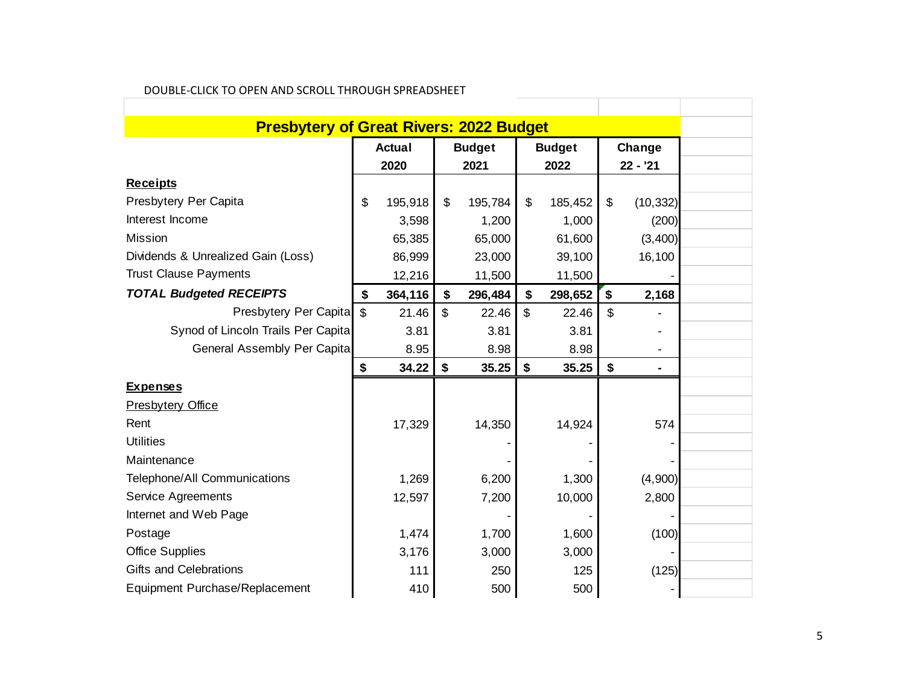DOUBLE-CLICK TO OPEN AND SCROLL THROUGH SPREADSHEET

**Presbytery of Great Rivers: 2022 Budget**

| | Actual 2020 | Budget 2021 | Budget 2022 | Change 22 - '21 |
|---|---|---|---|---|
| **Receipts** | | | | |
| Presbytery Per Capita | $ 195,918 | $ 195,784 | $ 185,452 | $ (10,332) |
| Interest Income | 3,598 | 1,200 | 1,000 | (200) |
| Mission | 65,385 | 65,000 | 61,600 | (3,400) |
| Dividends & Unrealized Gain (Loss) | 86,999 | 23,000 | 39,100 | 16,100 |
| Trust Clause Payments | 12,216 | 11,500 | 11,500 | - |
| ***TOTAL Budgeted RECEIPTS*** | **$ 364,116** | **$ 296,484** | **$ 298,652** | **$ 2,168** |
| Presbytery Per Capita | $ 21.46 | $ 22.46 | $ 22.46 | $ - |
| Synod of Lincoln Trails Per Capita | 3.81 | 3.81 | 3.81 | - |
| General Assembly Per Capita | 8.95 | 8.98 | 8.98 | - |
| | **$ 34.22** | **$ 35.25** | **$ 35.25** | **$ -** |
| **Expenses** | | | | |
| Presbytery Office | | | | |
| Rent | 17,329 | 14,350 | 14,924 | 574 |
| Utilities | | - | - | - |
| Maintenance | | - | - | - |
| Telephone/All Communications | 1,269 | 6,200 | 1,300 | (4,900) |
| Service Agreements | 12,597 | 7,200 | 10,000 | 2,800 |
| Internet and Web Page | | - | - | - |
| Postage | 1,474 | 1,700 | 1,600 | (100) |
| Office Supplies | 3,176 | 3,000 | 3,000 | - |
| Gifts and Celebrations | 111 | 250 | 125 | (125) |
| Equipment Purchase/Replacement | 410 | 500 | 500 | - |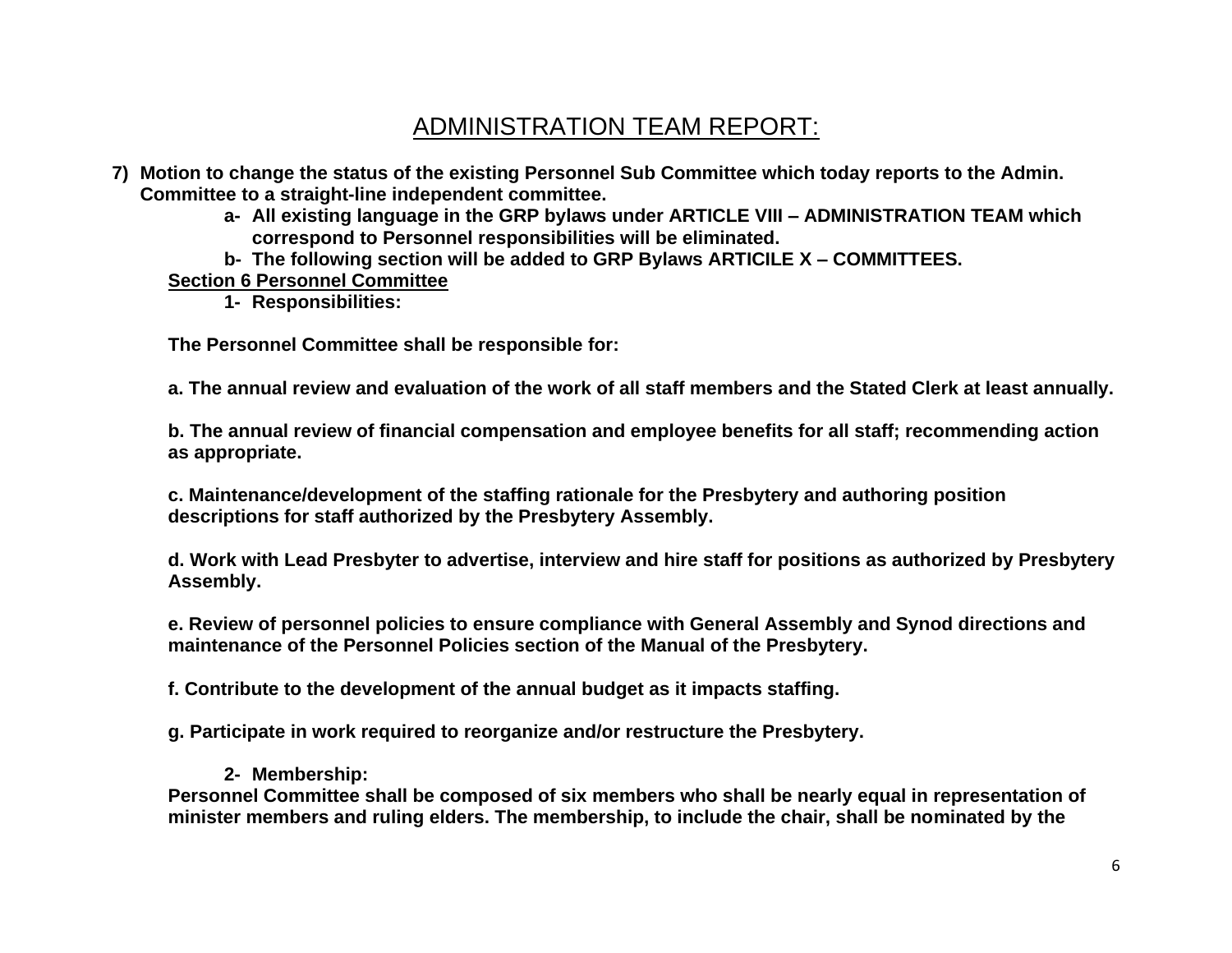# ADMINISTRATION TEAM REPORT:

**7) Motion to change the status of the existing Personnel Sub Committee which today reports to the Admin. Committee to a straight-line independent committee.**

> **a- All existing language in the GRP bylaws under ARTICLE VIII – ADMINISTRATION TEAM which correspond to Personnel responsibilities will be eliminated.**
>
> **b- The following section will be added to GRP Bylaws ARTICILE X – COMMITTEES.**

**Section 6 Personnel Committee**

> **1- Responsibilities:**

**The Personnel Committee shall be responsible for:**

**a. The annual review and evaluation of the work of all staff members and the Stated Clerk at least annually.**

**b. The annual review of financial compensation and employee benefits for all staff; recommending action as appropriate.**

**c. Maintenance/development of the staffing rationale for the Presbytery and authoring position descriptions for staff authorized by the Presbytery Assembly.**

**d. Work with Lead Presbyter to advertise, interview and hire staff for positions as authorized by Presbytery Assembly.**

**e. Review of personnel policies to ensure compliance with General Assembly and Synod directions and maintenance of the Personnel Policies section of the Manual of the Presbytery.**

**f. Contribute to the development of the annual budget as it impacts staffing.**

**g. Participate in work required to reorganize and/or restructure the Presbytery.**

> **2- Membership:**

**Personnel Committee shall be composed of six members who shall be nearly equal in representation of minister members and ruling elders. The membership, to include the chair, shall be nominated by the**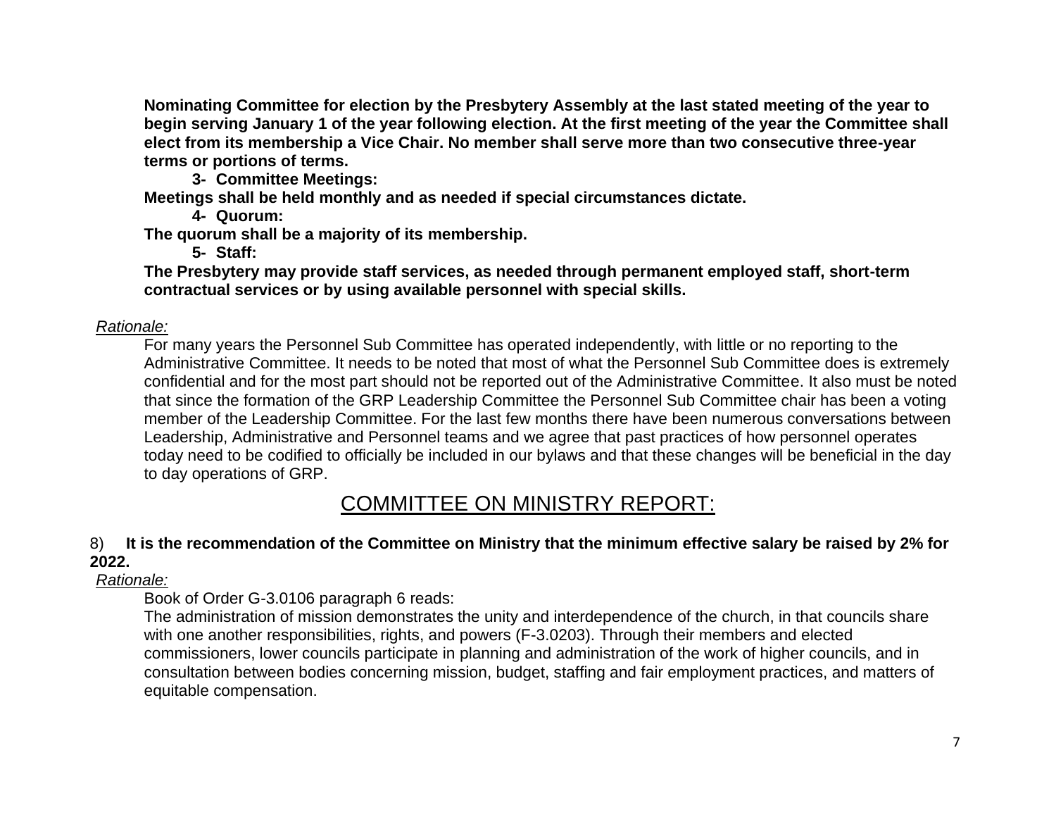**Nominating Committee for election by the Presbytery Assembly at the last stated meeting of the year to begin serving January 1 of the year following election. At the first meeting of the year the Committee shall elect from its membership a Vice Chair. No member shall serve more than two consecutive three-year terms or portions of terms.**

**3- Committee Meetings:**

**Meetings shall be held monthly and as needed if special circumstances dictate.**

**4- Quorum:**

**The quorum shall be a majority of its membership.**

**5- Staff:**

**The Presbytery may provide staff services, as needed through permanent employed staff, short-term contractual services or by using available personnel with special skills.**

*Rationale:*

For many years the Personnel Sub Committee has operated independently, with little or no reporting to the Administrative Committee. It needs to be noted that most of what the Personnel Sub Committee does is extremely confidential and for the most part should not be reported out of the Administrative Committee. It also must be noted that since the formation of the GRP Leadership Committee the Personnel Sub Committee chair has been a voting member of the Leadership Committee. For the last few months there have been numerous conversations between Leadership, Administrative and Personnel teams and we agree that past practices of how personnel operates today need to be codified to officially be included in our bylaws and that these changes will be beneficial in the day to day operations of GRP.

## COMMITTEE ON MINISTRY REPORT:

8) **It is the recommendation of the Committee on Ministry that the minimum effective salary be raised by 2% for 2022.**

*Rationale:*

Book of Order G-3.0106 paragraph 6 reads:

The administration of mission demonstrates the unity and interdependence of the church, in that councils share with one another responsibilities, rights, and powers (F-3.0203). Through their members and elected commissioners, lower councils participate in planning and administration of the work of higher councils, and in consultation between bodies concerning mission, budget, staffing and fair employment practices, and matters of equitable compensation.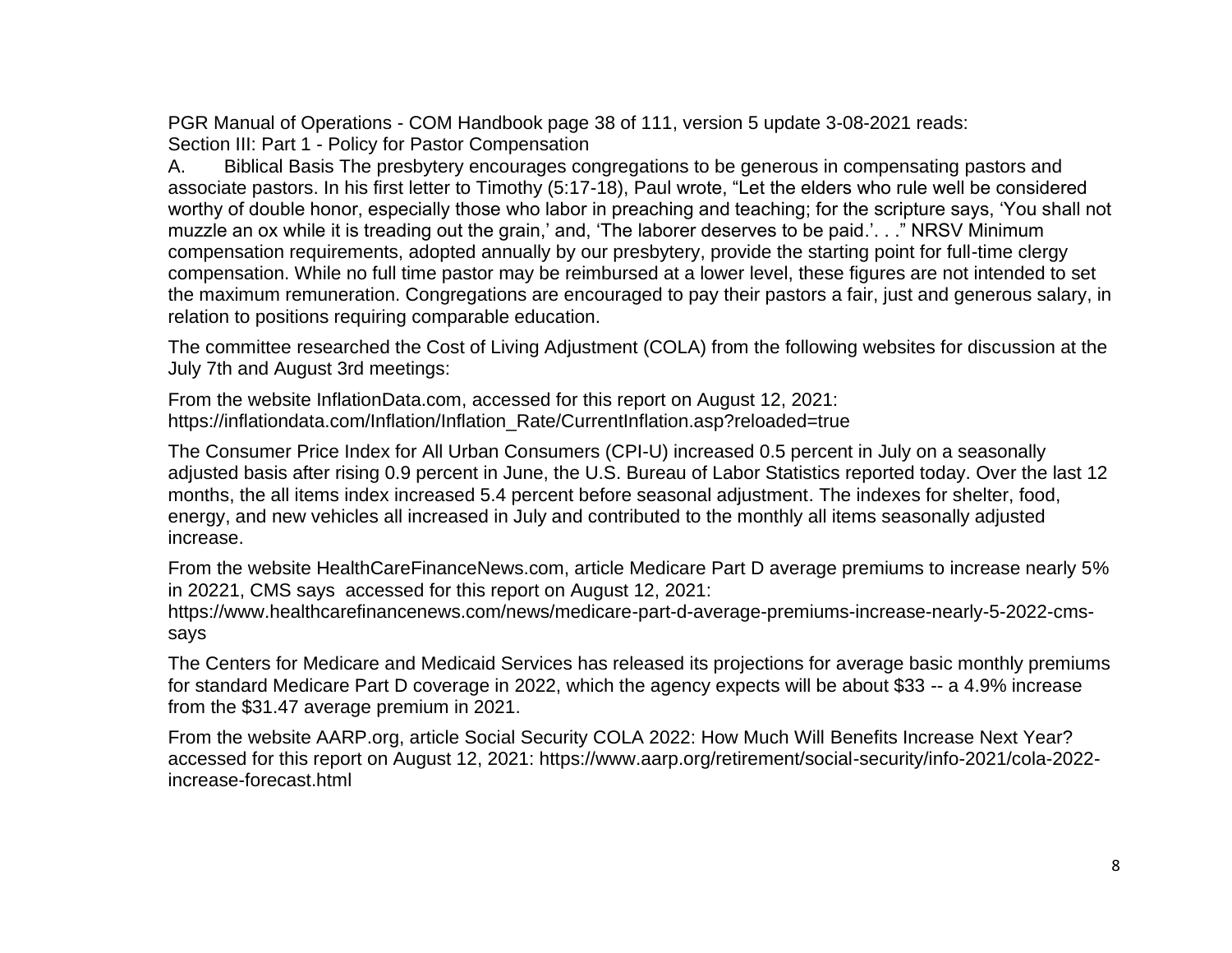PGR Manual of Operations - COM Handbook page 38 of 111, version 5 update 3-08-2021 reads:
Section III: Part 1 - Policy for Pastor Compensation

A. Biblical Basis The presbytery encourages congregations to be generous in compensating pastors and associate pastors. In his first letter to Timothy (5:17-18), Paul wrote, “Let the elders who rule well be considered worthy of double honor, especially those who labor in preaching and teaching; for the scripture says, ‘You shall not muzzle an ox while it is treading out the grain,’ and, ‘The laborer deserves to be paid.’. . .” NRSV Minimum compensation requirements, adopted annually by our presbytery, provide the starting point for full-time clergy compensation. While no full time pastor may be reimbursed at a lower level, these figures are not intended to set the maximum remuneration. Congregations are encouraged to pay their pastors a fair, just and generous salary, in relation to positions requiring comparable education.

The committee researched the Cost of Living Adjustment (COLA) from the following websites for discussion at the July 7th and August 3rd meetings:

From the website InflationData.com, accessed for this report on August 12, 2021:
https://inflationdata.com/Inflation/Inflation_Rate/CurrentInflation.asp?reloaded=true

The Consumer Price Index for All Urban Consumers (CPI-U) increased 0.5 percent in July on a seasonally adjusted basis after rising 0.9 percent in June, the U.S. Bureau of Labor Statistics reported today. Over the last 12 months, the all items index increased 5.4 percent before seasonal adjustment. The indexes for shelter, food, energy, and new vehicles all increased in July and contributed to the monthly all items seasonally adjusted increase.

From the website HealthCareFinanceNews.com, article Medicare Part D average premiums to increase nearly 5% in 20221, CMS says accessed for this report on August 12, 2021:
https://www.healthcarefinancenews.com/news/medicare-part-d-average-premiums-increase-nearly-5-2022-cms-says

The Centers for Medicare and Medicaid Services has released its projections for average basic monthly premiums for standard Medicare Part D coverage in 2022, which the agency expects will be about $33 -- a 4.9% increase from the $31.47 average premium in 2021.

From the website AARP.org, article Social Security COLA 2022: How Much Will Benefits Increase Next Year? accessed for this report on August 12, 2021: https://www.aarp.org/retirement/social-security/info-2021/cola-2022-increase-forecast.html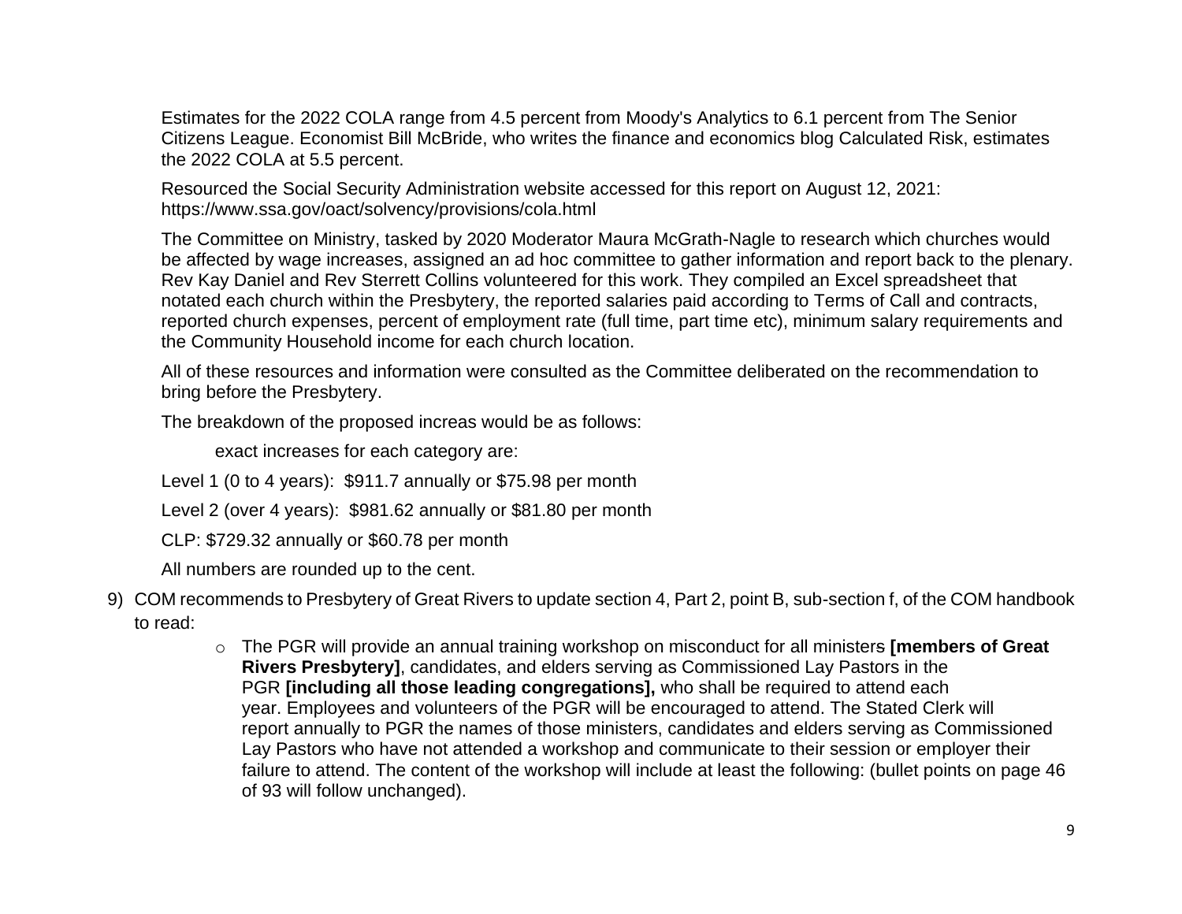Estimates for the 2022 COLA range from 4.5 percent from Moody's Analytics to 6.1 percent from The Senior Citizens League. Economist Bill McBride, who writes the finance and economics blog Calculated Risk, estimates the 2022 COLA at 5.5 percent.

Resourced the Social Security Administration website accessed for this report on August 12, 2021: https://www.ssa.gov/oact/solvency/provisions/cola.html

The Committee on Ministry, tasked by 2020 Moderator Maura McGrath-Nagle to research which churches would be affected by wage increases, assigned an ad hoc committee to gather information and report back to the plenary. Rev Kay Daniel and Rev Sterrett Collins volunteered for this work. They compiled an Excel spreadsheet that notated each church within the Presbytery, the reported salaries paid according to Terms of Call and contracts, reported church expenses, percent of employment rate (full time, part time etc), minimum salary requirements and the Community Household income for each church location.

All of these resources and information were consulted as the Committee deliberated on the recommendation to bring before the Presbytery.

The breakdown of the proposed increas would be as follows:

exact increases for each category are:

Level 1 (0 to 4 years): $911.7 annually or $75.98 per month

Level 2 (over 4 years): $981.62 annually or $81.80 per month

CLP: $729.32 annually or $60.78 per month

All numbers are rounded up to the cent.

9) COM recommends to Presbytery of Great Rivers to update section 4, Part 2, point B, sub-section f, of the COM handbook to read:

   - The PGR will provide an annual training workshop on misconduct for all ministers **[members of Great Rivers Presbytery]**, candidates, and elders serving as Commissioned Lay Pastors in the PGR **[including all those leading congregations],** who shall be required to attend each year. Employees and volunteers of the PGR will be encouraged to attend. The Stated Clerk will report annually to PGR the names of those ministers, candidates and elders serving as Commissioned Lay Pastors who have not attended a workshop and communicate to their session or employer their failure to attend. The content of the workshop will include at least the following: (bullet points on page 46 of 93 will follow unchanged).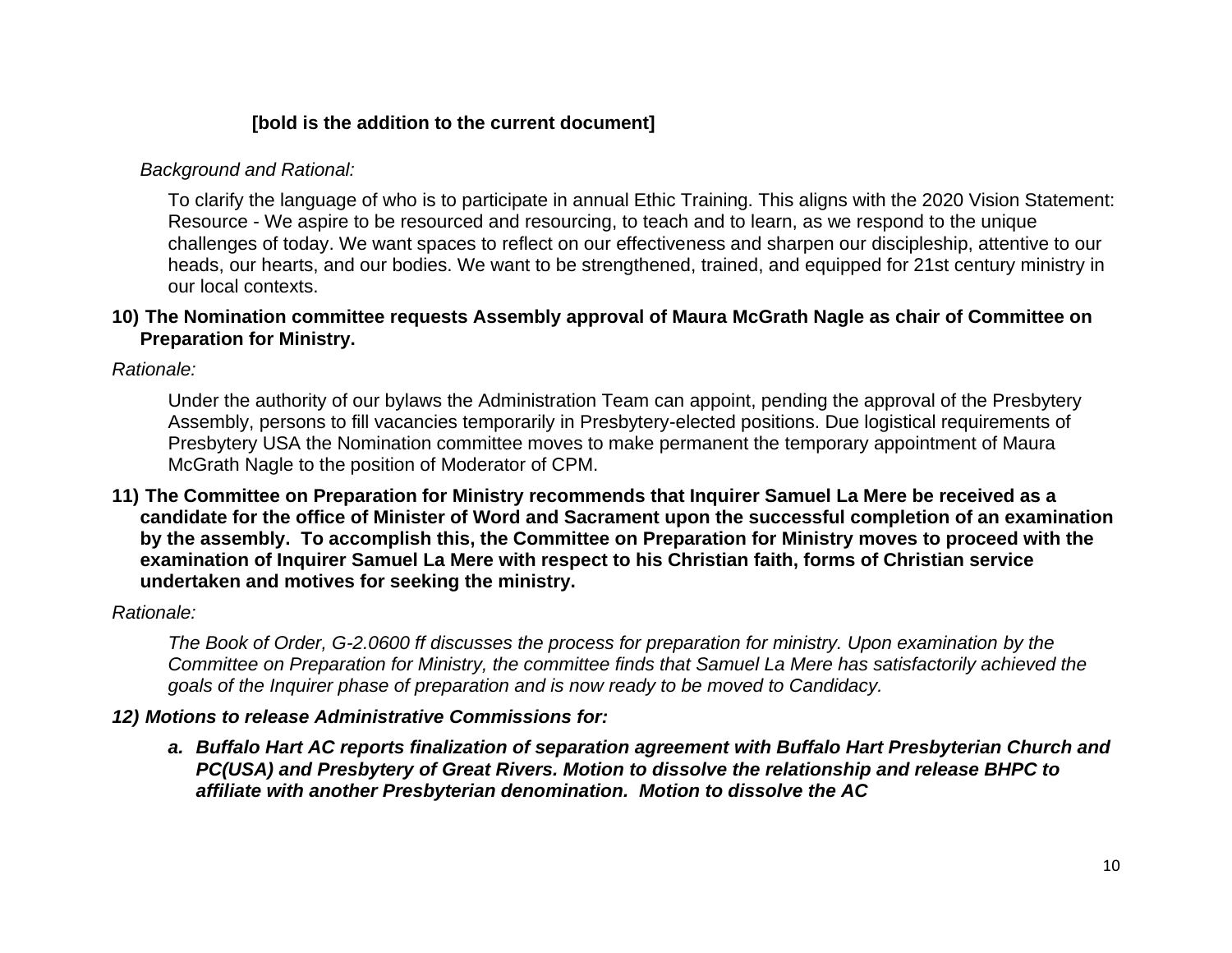**[bold is the addition to the current document]**

*Background and Rational:*

To clarify the language of who is to participate in annual Ethic Training. This aligns with the 2020 Vision Statement: Resource - We aspire to be resourced and resourcing, to teach and to learn, as we respond to the unique challenges of today. We want spaces to reflect on our effectiveness and sharpen our discipleship, attentive to our heads, our hearts, and our bodies. We want to be strengthened, trained, and equipped for 21st century ministry in our local contexts.

**10) The Nomination committee requests Assembly approval of Maura McGrath Nagle as chair of Committee on Preparation for Ministry.**

*Rationale:*

Under the authority of our bylaws the Administration Team can appoint, pending the approval of the Presbytery Assembly, persons to fill vacancies temporarily in Presbytery-elected positions. Due logistical requirements of Presbytery USA the Nomination committee moves to make permanent the temporary appointment of Maura McGrath Nagle to the position of Moderator of CPM.

**11) The Committee on Preparation for Ministry recommends that Inquirer Samuel La Mere be received as a candidate for the office of Minister of Word and Sacrament upon the successful completion of an examination by the assembly. To accomplish this, the Committee on Preparation for Ministry moves to proceed with the examination of Inquirer Samuel La Mere with respect to his Christian faith, forms of Christian service undertaken and motives for seeking the ministry.**

*Rationale:*

*The Book of Order, G-2.0600 ff discusses the process for preparation for ministry. Upon examination by the Committee on Preparation for Ministry, the committee finds that Samuel La Mere has satisfactorily achieved the goals of the Inquirer phase of preparation and is now ready to be moved to Candidacy.*

***12) Motions to release Administrative Commissions for:***

a. ***Buffalo Hart AC reports finalization of separation agreement with Buffalo Hart Presbyterian Church and PC(USA) and Presbytery of Great Rivers. Motion to dissolve the relationship and release BHPC to affiliate with another Presbyterian denomination. Motion to dissolve the AC***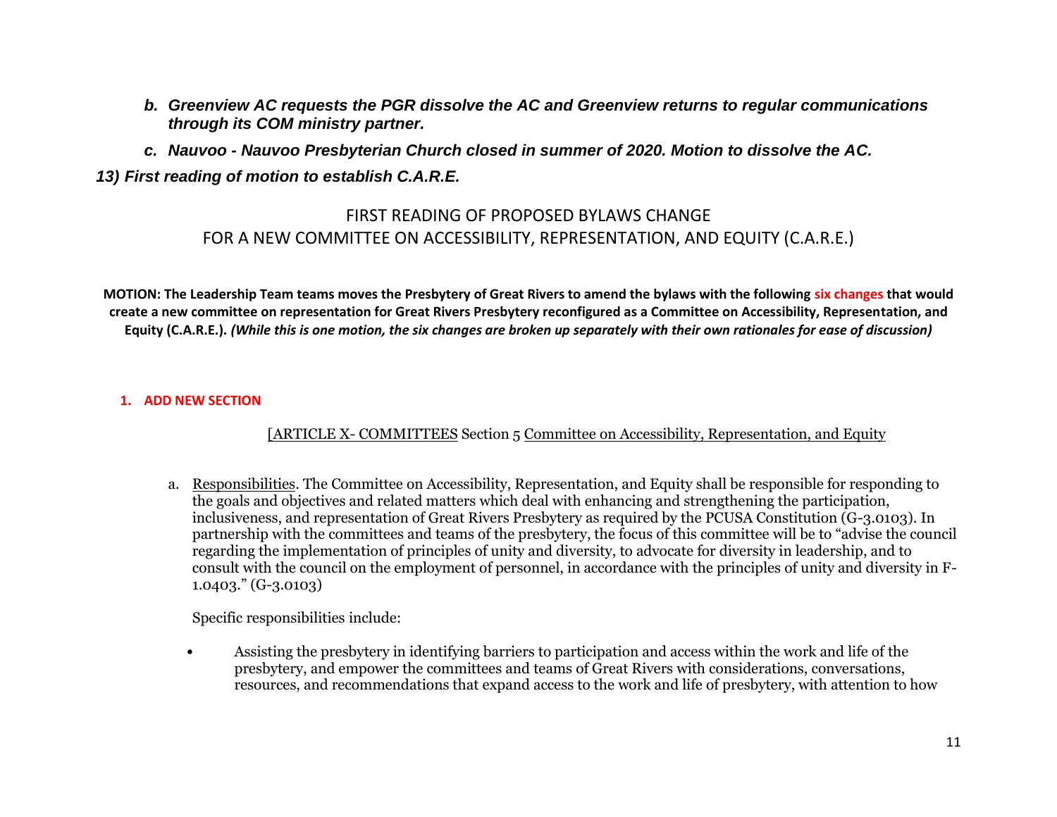*b. **Greenview AC requests the PGR dissolve the AC and Greenview returns to regular communications through its COM ministry partner.***

*c. **Nauvoo - Nauvoo Presbyterian Church closed in summer of 2020. Motion to dissolve the AC.***

***13) First reading of motion to establish C.A.R.E.***

## FIRST READING OF PROPOSED BYLAWS CHANGE
## FOR A NEW COMMITTEE ON ACCESSIBILITY, REPRESENTATION, AND EQUITY (C.A.R.E.)

**MOTION: The Leadership Team teams moves the Presbytery of Great Rivers to amend the bylaws with the following six changes that would create a new committee on representation for Great Rivers Presbytery reconfigured as a Committee on Accessibility, Representation, and Equity (C.A.R.E.).** ***(While this is one motion, the six changes are broken up separately with their own rationales for ease of discussion)***

**1. ADD NEW SECTION**

[ARTICLE X- COMMITTEES Section 5 Committee on Accessibility, Representation, and Equity

a. Responsibilities. The Committee on Accessibility, Representation, and Equity shall be responsible for responding to the goals and objectives and related matters which deal with enhancing and strengthening the participation, inclusiveness, and representation of Great Rivers Presbytery as required by the PCUSA Constitution (G-3.0103). In partnership with the committees and teams of the presbytery, the focus of this committee will be to "advise the council regarding the implementation of principles of unity and diversity, to advocate for diversity in leadership, and to consult with the council on the employment of personnel, in accordance with the principles of unity and diversity in F-1.0403." (G-3.0103)

Specific responsibilities include:

- Assisting the presbytery in identifying barriers to participation and access within the work and life of the presbytery, and empower the committees and teams of Great Rivers with considerations, conversations, resources, and recommendations that expand access to the work and life of presbytery, with attention to how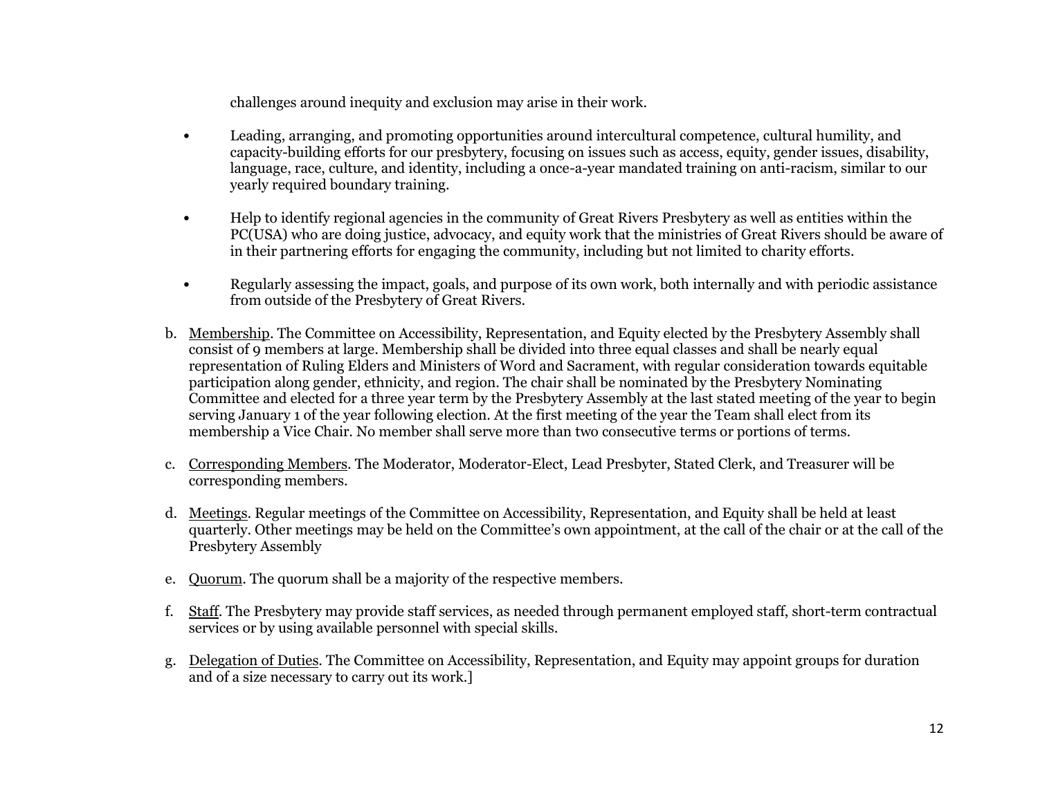challenges around inequity and exclusion may arise in their work.

- Leading, arranging, and promoting opportunities around intercultural competence, cultural humility, and capacity-building efforts for our presbytery, focusing on issues such as access, equity, gender issues, disability, language, race, culture, and identity, including a once-a-year mandated training on anti-racism, similar to our yearly required boundary training.

- Help to identify regional agencies in the community of Great Rivers Presbytery as well as entities within the PC(USA) who are doing justice, advocacy, and equity work that the ministries of Great Rivers should be aware of in their partnering efforts for engaging the community, including but not limited to charity efforts.

- Regularly assessing the impact, goals, and purpose of its own work, both internally and with periodic assistance from outside of the Presbytery of Great Rivers.

b. Membership. The Committee on Accessibility, Representation, and Equity elected by the Presbytery Assembly shall consist of 9 members at large. Membership shall be divided into three equal classes and shall be nearly equal representation of Ruling Elders and Ministers of Word and Sacrament, with regular consideration towards equitable participation along gender, ethnicity, and region. The chair shall be nominated by the Presbytery Nominating Committee and elected for a three year term by the Presbytery Assembly at the last stated meeting of the year to begin serving January 1 of the year following election. At the first meeting of the year the Team shall elect from its membership a Vice Chair. No member shall serve more than two consecutive terms or portions of terms.

c. Corresponding Members. The Moderator, Moderator-Elect, Lead Presbyter, Stated Clerk, and Treasurer will be corresponding members.

d. Meetings. Regular meetings of the Committee on Accessibility, Representation, and Equity shall be held at least quarterly. Other meetings may be held on the Committee's own appointment, at the call of the chair or at the call of the Presbytery Assembly

e. Quorum. The quorum shall be a majority of the respective members.

f. Staff. The Presbytery may provide staff services, as needed through permanent employed staff, short-term contractual services or by using available personnel with special skills.

g. Delegation of Duties. The Committee on Accessibility, Representation, and Equity may appoint groups for duration and of a size necessary to carry out its work.]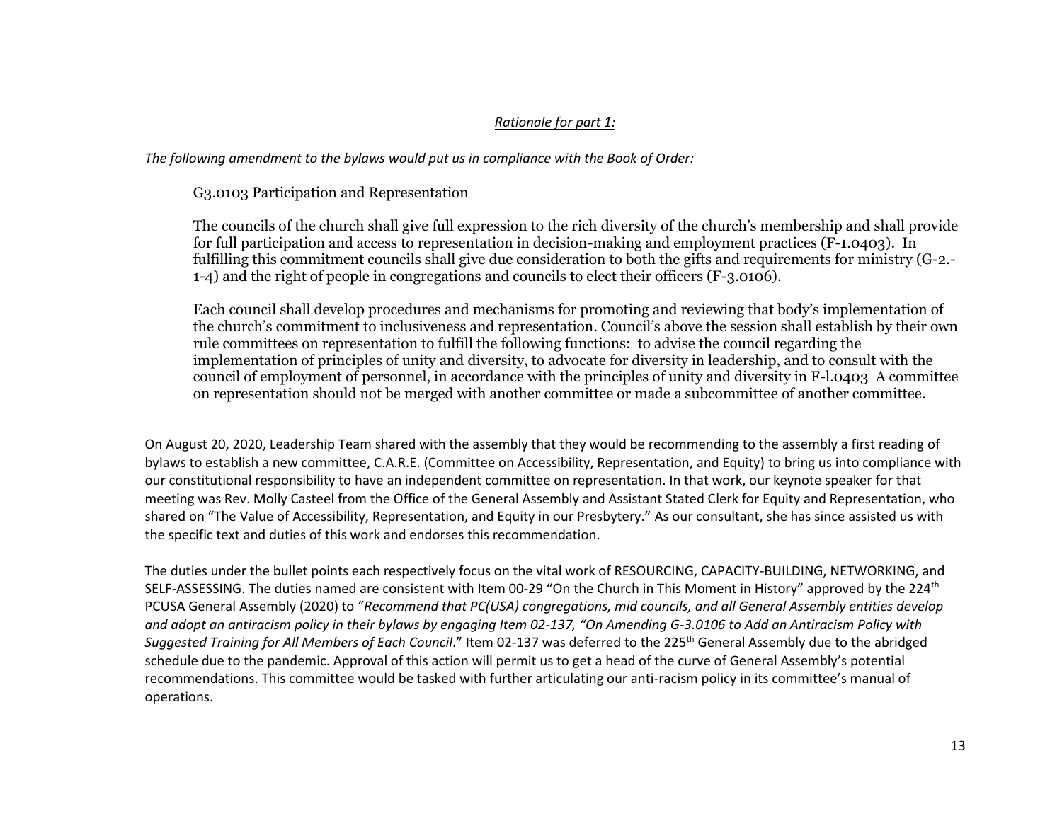*Rationale for part 1:*

*The following amendment to the bylaws would put us in compliance with the Book of Order:*

> G3.0103 Participation and Representation
>
> The councils of the church shall give full expression to the rich diversity of the church's membership and shall provide for full participation and access to representation in decision-making and employment practices (F-1.0403). In fulfilling this commitment councils shall give due consideration to both the gifts and requirements for ministry (G-2.-1-4) and the right of people in congregations and councils to elect their officers (F-3.0106).
>
> Each council shall develop procedures and mechanisms for promoting and reviewing that body's implementation of the church's commitment to inclusiveness and representation. Council's above the session shall establish by their own rule committees on representation to fulfill the following functions: to advise the council regarding the implementation of principles of unity and diversity, to advocate for diversity in leadership, and to consult with the council of employment of personnel, in accordance with the principles of unity and diversity in F-l.0403 A committee on representation should not be merged with another committee or made a subcommittee of another committee.

On August 20, 2020, Leadership Team shared with the assembly that they would be recommending to the assembly a first reading of bylaws to establish a new committee, C.A.R.E. (Committee on Accessibility, Representation, and Equity) to bring us into compliance with our constitutional responsibility to have an independent committee on representation. In that work, our keynote speaker for that meeting was Rev. Molly Casteel from the Office of the General Assembly and Assistant Stated Clerk for Equity and Representation, who shared on "The Value of Accessibility, Representation, and Equity in our Presbytery." As our consultant, she has since assisted us with the specific text and duties of this work and endorses this recommendation.

The duties under the bullet points each respectively focus on the vital work of RESOURCING, CAPACITY-BUILDING, NETWORKING, and SELF-ASSESSING. The duties named are consistent with Item 00-29 "On the Church in This Moment in History" approved by the 224th PCUSA General Assembly (2020) to "*Recommend that PC(USA) congregations, mid councils, and all General Assembly entities develop and adopt an antiracism policy in their bylaws by engaging Item 02-137, "On Amending G-3.0106 to Add an Antiracism Policy with Suggested Training for All Members of Each Council*." Item 02-137 was deferred to the 225th General Assembly due to the abridged schedule due to the pandemic. Approval of this action will permit us to get a head of the curve of General Assembly's potential recommendations. This committee would be tasked with further articulating our anti-racism policy in its committee's manual of operations.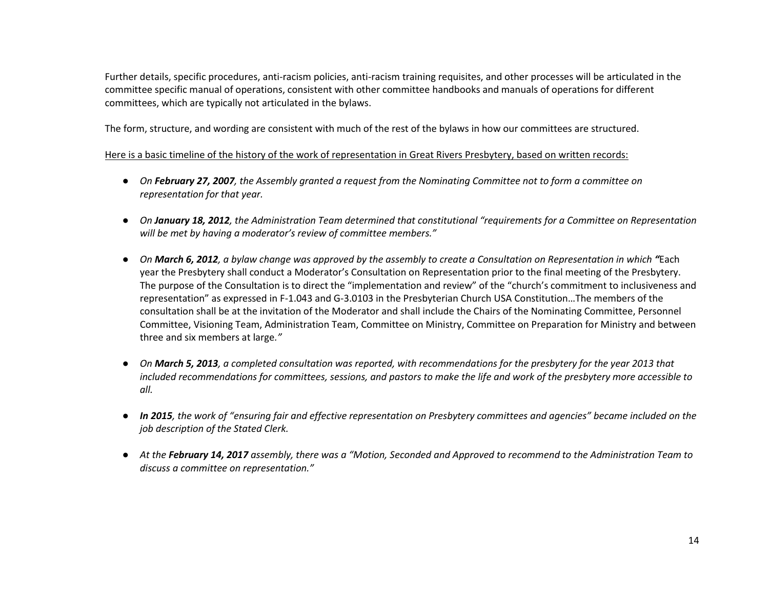Further details, specific procedures, anti-racism policies, anti-racism training requisites, and other processes will be articulated in the committee specific manual of operations, consistent with other committee handbooks and manuals of operations for different committees, which are typically not articulated in the bylaws.

The form, structure, and wording are consistent with much of the rest of the bylaws in how our committees are structured.

<u>Here is a basic timeline of the history of the work of representation in Great Rivers Presbytery, based on written records:</u>

- *On **February 27, 2007**, the Assembly granted a request from the Nominating Committee not to form a committee on representation for that year.*

- *On **January 18, 2012**, the Administration Team determined that constitutional "requirements for a Committee on Representation will be met by having a moderator's review of committee members."*

- *On **March 6, 2012**, a bylaw change was approved by the assembly to create a Consultation on Representation in which "*Each year the Presbytery shall conduct a Moderator's Consultation on Representation prior to the final meeting of the Presbytery. The purpose of the Consultation is to direct the "implementation and review" of the "church's commitment to inclusiveness and representation" as expressed in F-1.043 and G-3.0103 in the Presbyterian Church USA Constitution…The members of the consultation shall be at the invitation of the Moderator and shall include the Chairs of the Nominating Committee, Personnel Committee, Visioning Team, Administration Team, Committee on Ministry, Committee on Preparation for Ministry and between three and six members at large.*"*

- *On **March 5, 2013**, a completed consultation was reported, with recommendations for the presbytery for the year 2013 that included recommendations for committees, sessions, and pastors to make the life and work of the presbytery more accessible to all.*

- ***In 2015**, the work of "ensuring fair and effective representation on Presbytery committees and agencies" became included on the job description of the Stated Clerk.*

- *At the **February 14, 2017** assembly, there was a "Motion, Seconded and Approved to recommend to the Administration Team to discuss a committee on representation."*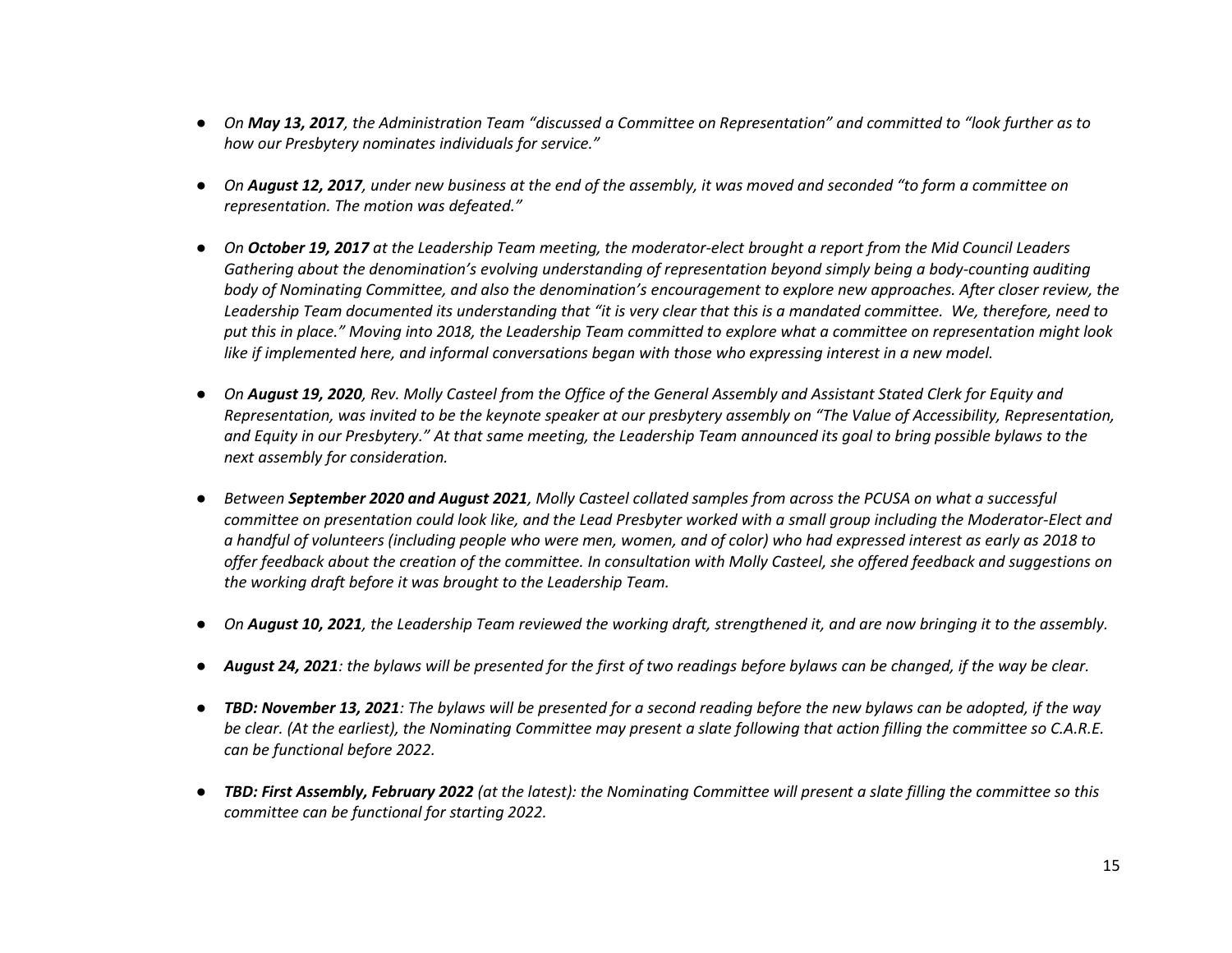- *On **May 13, 2017**, the Administration Team "discussed a Committee on Representation" and committed to "look further as to how our Presbytery nominates individuals for service."*

- *On **August 12, 2017**, under new business at the end of the assembly, it was moved and seconded "to form a committee on representation. The motion was defeated."*

- *On **October 19, 2017** at the Leadership Team meeting, the moderator-elect brought a report from the Mid Council Leaders Gathering about the denomination's evolving understanding of representation beyond simply being a body-counting auditing body of Nominating Committee, and also the denomination's encouragement to explore new approaches. After closer review, the Leadership Team documented its understanding that "it is very clear that this is a mandated committee. We, therefore, need to put this in place." Moving into 2018, the Leadership Team committed to explore what a committee on representation might look like if implemented here, and informal conversations began with those who expressing interest in a new model.*

- *On **August 19, 2020**, Rev. Molly Casteel from the Office of the General Assembly and Assistant Stated Clerk for Equity and Representation, was invited to be the keynote speaker at our presbytery assembly on "The Value of Accessibility, Representation, and Equity in our Presbytery." At that same meeting, the Leadership Team announced its goal to bring possible bylaws to the next assembly for consideration.*

- *Between **September 2020 and August 2021**, Molly Casteel collated samples from across the PCUSA on what a successful committee on presentation could look like, and the Lead Presbyter worked with a small group including the Moderator-Elect and a handful of volunteers (including people who were men, women, and of color) who had expressed interest as early as 2018 to offer feedback about the creation of the committee. In consultation with Molly Casteel, she offered feedback and suggestions on the working draft before it was brought to the Leadership Team.*

- *On **August 10, 2021**, the Leadership Team reviewed the working draft, strengthened it, and are now bringing it to the assembly.*

- ***August 24, 2021**: the bylaws will be presented for the first of two readings before bylaws can be changed, if the way be clear.*

- ***TBD: November 13, 2021**: The bylaws will be presented for a second reading before the new bylaws can be adopted, if the way be clear. (At the earliest), the Nominating Committee may present a slate following that action filling the committee so C.A.R.E. can be functional before 2022.*

- ***TBD: First Assembly, February 2022** (at the latest): the Nominating Committee will present a slate filling the committee so this committee can be functional for starting 2022.*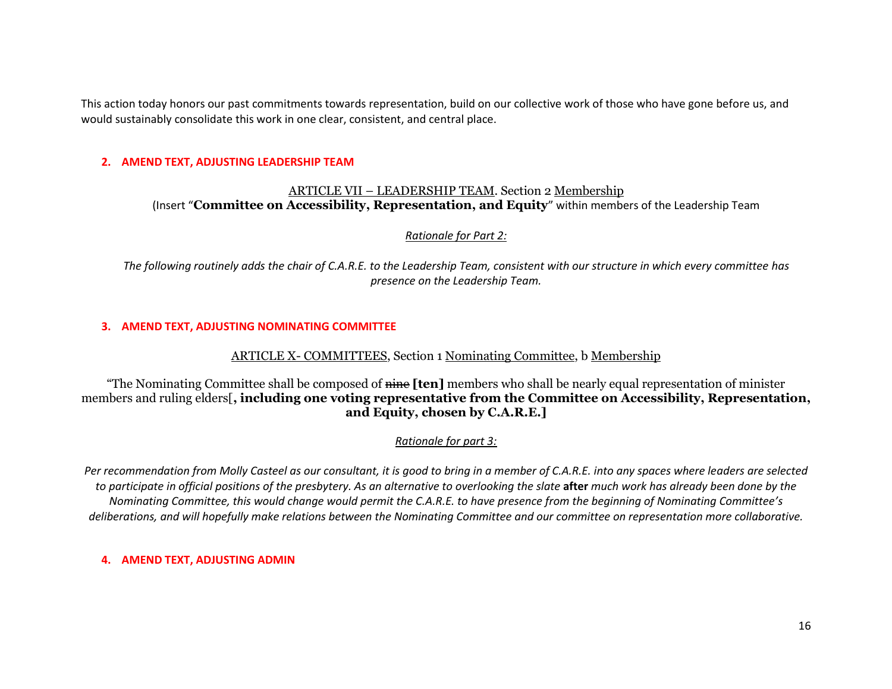This action today honors our past commitments towards representation, build on our collective work of those who have gone before us, and would sustainably consolidate this work in one clear, consistent, and central place.

### 2. AMEND TEXT, ADJUSTING LEADERSHIP TEAM

ARTICLE VII – LEADERSHIP TEAM. Section 2 Membership
(Insert "**Committee on Accessibility, Representation, and Equity**" within members of the Leadership Team

*Rationale for Part 2:*

*The following routinely adds the chair of C.A.R.E. to the Leadership Team, consistent with our structure in which every committee has presence on the Leadership Team.*

### 3. AMEND TEXT, ADJUSTING NOMINATING COMMITTEE

ARTICLE X- COMMITTEES, Section 1 Nominating Committee, b Membership

"The Nominating Committee shall be composed of ~~nine~~ **[ten]** members who shall be nearly equal representation of minister members and ruling elders[**, including one voting representative from the Committee on Accessibility, Representation, and Equity, chosen by C.A.R.E.]**

*Rationale for part 3:*

*Per recommendation from Molly Casteel as our consultant, it is good to bring in a member of C.A.R.E. into any spaces where leaders are selected to participate in official positions of the presbytery. As an alternative to overlooking the slate* **after** *much work has already been done by the Nominating Committee, this would change would permit the C.A.R.E. to have presence from the beginning of Nominating Committee's deliberations, and will hopefully make relations between the Nominating Committee and our committee on representation more collaborative.*

### 4. AMEND TEXT, ADJUSTING ADMIN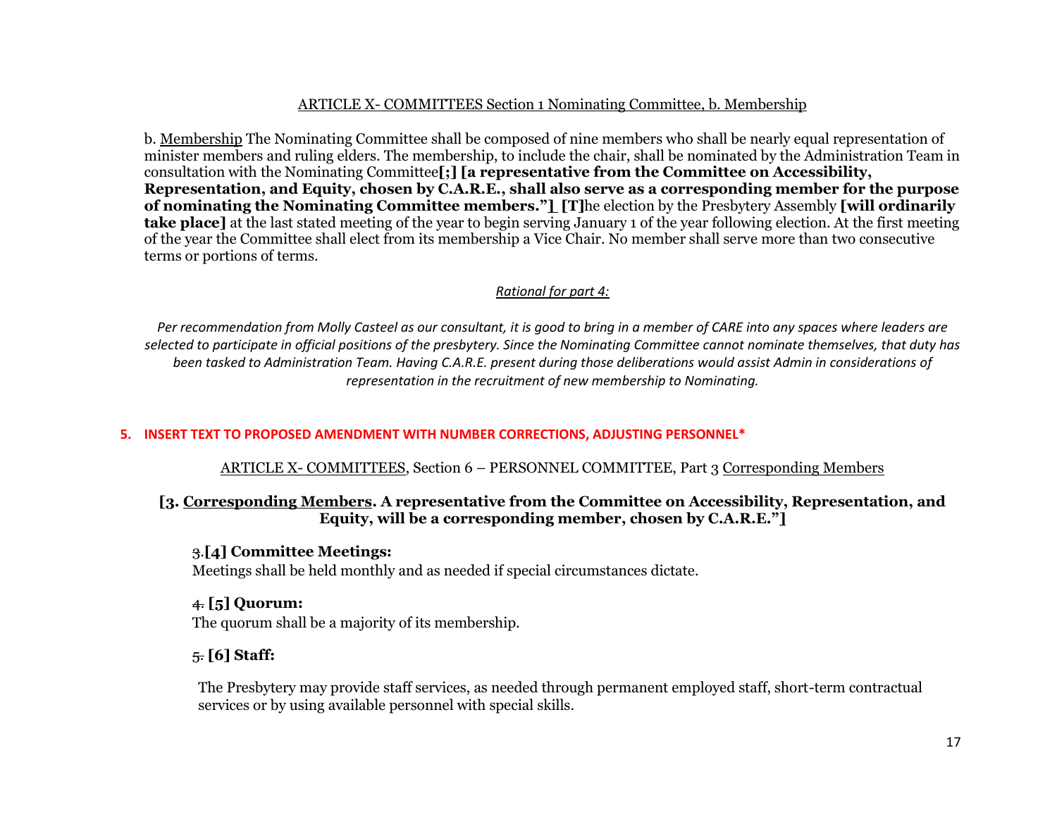ARTICLE X- COMMITTEES Section 1 Nominating Committee, b. Membership

b. Membership The Nominating Committee shall be composed of nine members who shall be nearly equal representation of minister members and ruling elders. The membership, to include the chair, shall be nominated by the Administration Team in consultation with the Nominating Committee**[;] [a representative from the Committee on Accessibility, Representation, and Equity, chosen by C.A.R.E., shall also serve as a corresponding member for the purpose of nominating the Nominating Committee members."] [T]**he election by the Presbytery Assembly **[will ordinarily take place]** at the last stated meeting of the year to begin serving January 1 of the year following election. At the first meeting of the year the Committee shall elect from its membership a Vice Chair. No member shall serve more than two consecutive terms or portions of terms.

*Rational for part 4:*

*Per recommendation from Molly Casteel as our consultant, it is good to bring in a member of CARE into any spaces where leaders are selected to participate in official positions of the presbytery. Since the Nominating Committee cannot nominate themselves, that duty has been tasked to Administration Team. Having C.A.R.E. present during those deliberations would assist Admin in considerations of representation in the recruitment of new membership to Nominating.*

**5. INSERT TEXT TO PROPOSED AMENDMENT WITH NUMBER CORRECTIONS, ADJUSTING PERSONNEL***

ARTICLE X- COMMITTEES, Section 6 – PERSONNEL COMMITTEE, Part 3 Corresponding Members

**[3. Corresponding Members. A representative from the Committee on Accessibility, Representation, and Equity, will be a corresponding member, chosen by C.A.R.E."]**

~~3.~~**[4] Committee Meetings:**
Meetings shall be held monthly and as needed if special circumstances dictate.

~~4.~~ **[5] Quorum:**
The quorum shall be a majority of its membership.

~~5.~~ **[6] Staff:**

The Presbytery may provide staff services, as needed through permanent employed staff, short-term contractual services or by using available personnel with special skills.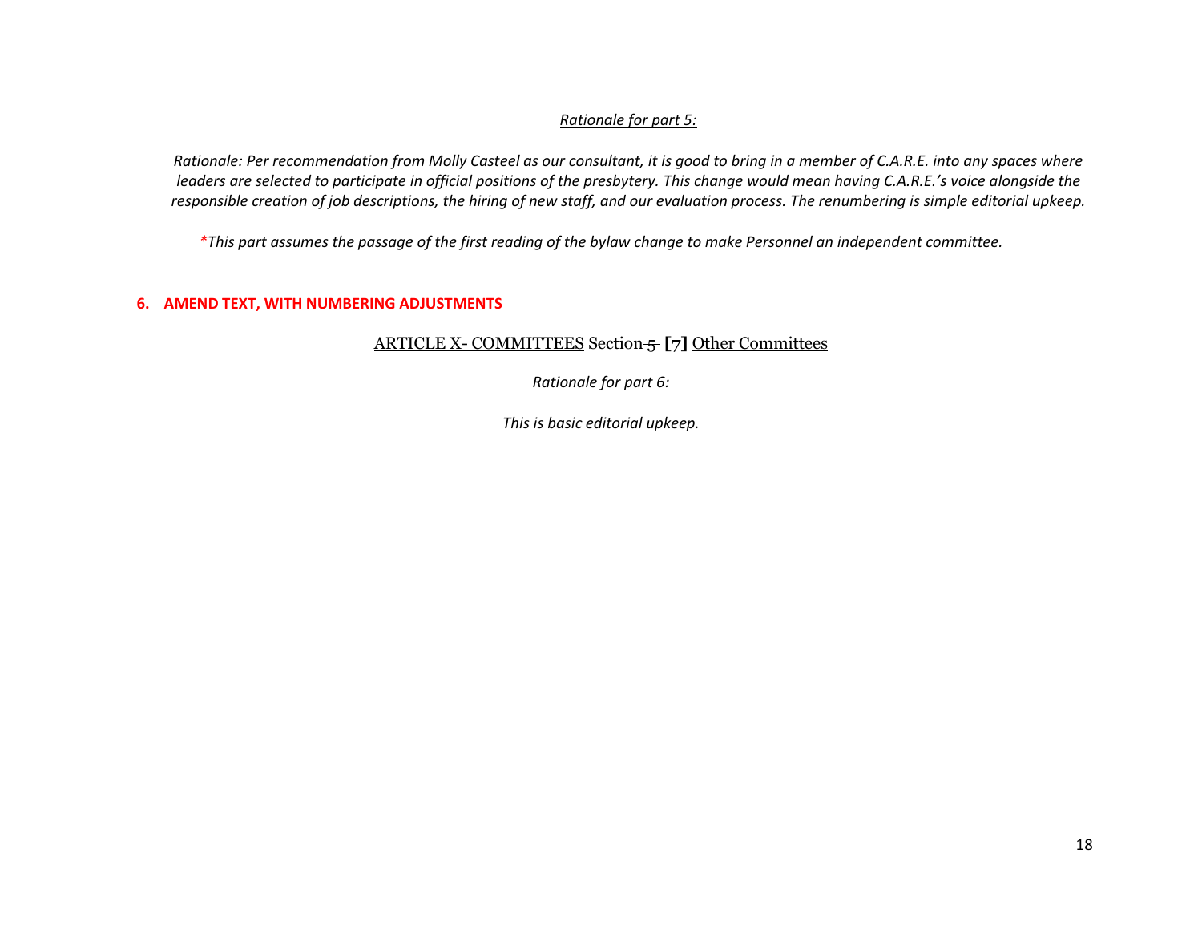*Rationale for part 5:*

*Rationale: Per recommendation from Molly Casteel as our consultant, it is good to bring in a member of C.A.R.E. into any spaces where leaders are selected to participate in official positions of the presbytery. This change would mean having C.A.R.E.'s voice alongside the responsible creation of job descriptions, the hiring of new staff, and our evaluation process. The renumbering is simple editorial upkeep.*

*\*This part assumes the passage of the first reading of the bylaw change to make Personnel an independent committee.*

**6. AMEND TEXT, WITH NUMBERING ADJUSTMENTS**

ARTICLE X- COMMITTEES Section ~~5~~ **[7]** Other Committees

*Rationale for part 6:*

*This is basic editorial upkeep.*